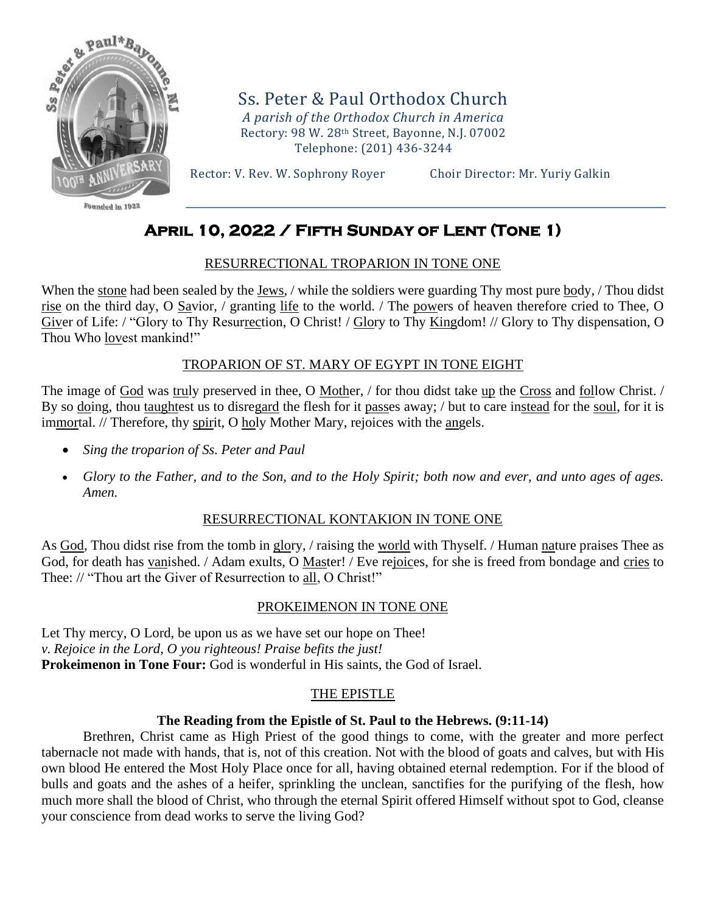# Ss. Peter & Paul Orthodox Church

*A parish of the Orthodox Church in America*
Rectory: 98 W. 28th Street, Bayonne, N.J. 07002
Telephone: (201) 436-3244

Rector: V. Rev. W. Sophrony Royer Choir Director: Mr. Yuriy Galkin

## April 10, 2022 / Fifth Sunday of Lent (Tone 1)

### RESURRECTIONAL TROPARION IN TONE ONE

When the stone had been sealed by the Jews, / while the soldiers were guarding Thy most pure body, / Thou didst rise on the third day, O Savior, / granting life to the world. / The powers of heaven therefore cried to Thee, O Giver of Life: / "Glory to Thy Resurrection, O Christ! / Glory to Thy Kingdom! // Glory to Thy dispensation, O Thou Who lovest mankind!"

### TROPARION OF ST. MARY OF EGYPT IN TONE EIGHT

The image of God was truly preserved in thee, O Mother, / for thou didst take up the Cross and follow Christ. / By so doing, thou taughtest us to disregard the flesh for it passes away; / but to care instead for the soul, for it is immortal. // Therefore, thy spirit, O holy Mother Mary, rejoices with the angels.

- *Sing the troparion of Ss. Peter and Paul*
- *Glory to the Father, and to the Son, and to the Holy Spirit; both now and ever, and unto ages of ages. Amen.*

### RESURRECTIONAL KONTAKION IN TONE ONE

As God, Thou didst rise from the tomb in glory, / raising the world with Thyself. / Human nature praises Thee as God, for death has vanished. / Adam exults, O Master! / Eve rejoices, for she is freed from bondage and cries to Thee: // "Thou art the Giver of Resurrection to all, O Christ!"

### PROKEIMENON IN TONE ONE

Let Thy mercy, O Lord, be upon us as we have set our hope on Thee!
*v. Rejoice in the Lord, O you righteous! Praise befits the just!*
**Prokeimenon in Tone Four:** God is wonderful in His saints, the God of Israel.

### THE EPISTLE

**The Reading from the Epistle of St. Paul to the Hebrews. (9:11-14)**

Brethren, Christ came as High Priest of the good things to come, with the greater and more perfect tabernacle not made with hands, that is, not of this creation. Not with the blood of goats and calves, but with His own blood He entered the Most Holy Place once for all, having obtained eternal redemption. For if the blood of bulls and goats and the ashes of a heifer, sprinkling the unclean, sanctifies for the purifying of the flesh, how much more shall the blood of Christ, who through the eternal Spirit offered Himself without spot to God, cleanse your conscience from dead works to serve the living God?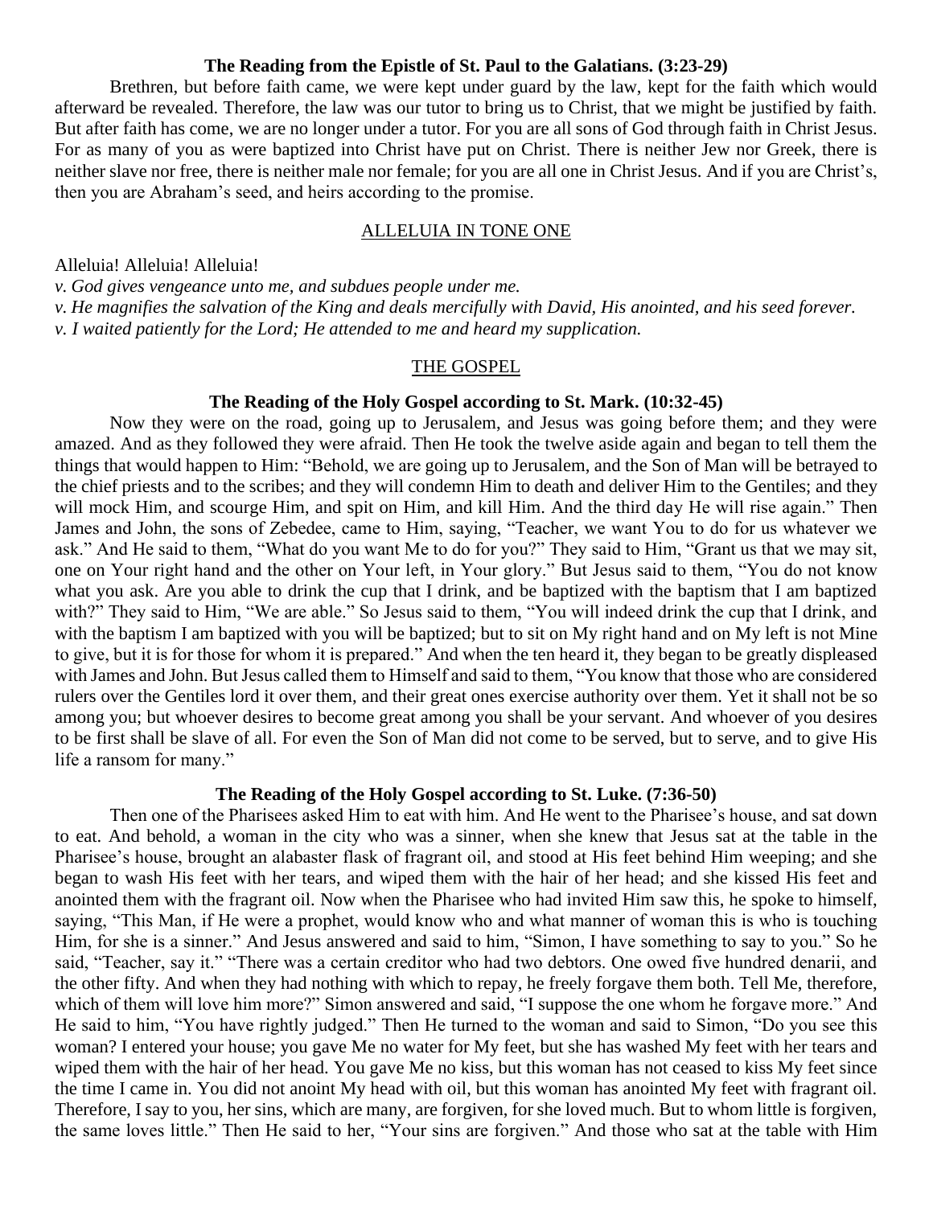**The Reading from the Epistle of St. Paul to the Galatians. (3:23-29)**

Brethren, but before faith came, we were kept under guard by the law, kept for the faith which would afterward be revealed. Therefore, the law was our tutor to bring us to Christ, that we might be justified by faith. But after faith has come, we are no longer under a tutor. For you are all sons of God through faith in Christ Jesus. For as many of you as were baptized into Christ have put on Christ. There is neither Jew nor Greek, there is neither slave nor free, there is neither male nor female; for you are all one in Christ Jesus. And if you are Christ's, then you are Abraham's seed, and heirs according to the promise.

## ALLELUIA IN TONE ONE

Alleluia! Alleluia! Alleluia!

*v. God gives vengeance unto me, and subdues people under me.*

*v. He magnifies the salvation of the King and deals mercifully with David, His anointed, and his seed forever.*

*v. I waited patiently for the Lord; He attended to me and heard my supplication.*

## THE GOSPEL

**The Reading of the Holy Gospel according to St. Mark. (10:32-45)**

Now they were on the road, going up to Jerusalem, and Jesus was going before them; and they were amazed. And as they followed they were afraid. Then He took the twelve aside again and began to tell them the things that would happen to Him: "Behold, we are going up to Jerusalem, and the Son of Man will be betrayed to the chief priests and to the scribes; and they will condemn Him to death and deliver Him to the Gentiles; and they will mock Him, and scourge Him, and spit on Him, and kill Him. And the third day He will rise again." Then James and John, the sons of Zebedee, came to Him, saying, "Teacher, we want You to do for us whatever we ask." And He said to them, "What do you want Me to do for you?" They said to Him, "Grant us that we may sit, one on Your right hand and the other on Your left, in Your glory." But Jesus said to them, "You do not know what you ask. Are you able to drink the cup that I drink, and be baptized with the baptism that I am baptized with?" They said to Him, "We are able." So Jesus said to them, "You will indeed drink the cup that I drink, and with the baptism I am baptized with you will be baptized; but to sit on My right hand and on My left is not Mine to give, but it is for those for whom it is prepared." And when the ten heard it, they began to be greatly displeased with James and John. But Jesus called them to Himself and said to them, "You know that those who are considered rulers over the Gentiles lord it over them, and their great ones exercise authority over them. Yet it shall not be so among you; but whoever desires to become great among you shall be your servant. And whoever of you desires to be first shall be slave of all. For even the Son of Man did not come to be served, but to serve, and to give His life a ransom for many."

**The Reading of the Holy Gospel according to St. Luke. (7:36-50)**

Then one of the Pharisees asked Him to eat with him. And He went to the Pharisee's house, and sat down to eat. And behold, a woman in the city who was a sinner, when she knew that Jesus sat at the table in the Pharisee's house, brought an alabaster flask of fragrant oil, and stood at His feet behind Him weeping; and she began to wash His feet with her tears, and wiped them with the hair of her head; and she kissed His feet and anointed them with the fragrant oil. Now when the Pharisee who had invited Him saw this, he spoke to himself, saying, "This Man, if He were a prophet, would know who and what manner of woman this is who is touching Him, for she is a sinner." And Jesus answered and said to him, "Simon, I have something to say to you." So he said, "Teacher, say it." "There was a certain creditor who had two debtors. One owed five hundred denarii, and the other fifty. And when they had nothing with which to repay, he freely forgave them both. Tell Me, therefore, which of them will love him more?" Simon answered and said, "I suppose the one whom he forgave more." And He said to him, "You have rightly judged." Then He turned to the woman and said to Simon, "Do you see this woman? I entered your house; you gave Me no water for My feet, but she has washed My feet with her tears and wiped them with the hair of her head. You gave Me no kiss, but this woman has not ceased to kiss My feet since the time I came in. You did not anoint My head with oil, but this woman has anointed My feet with fragrant oil. Therefore, I say to you, her sins, which are many, are forgiven, for she loved much. But to whom little is forgiven, the same loves little." Then He said to her, "Your sins are forgiven." And those who sat at the table with Him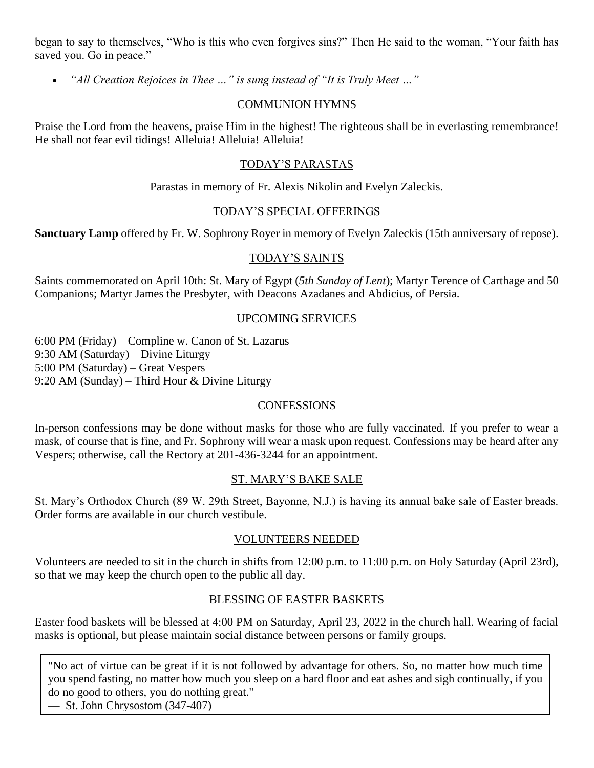began to say to themselves, "Who is this who even forgives sins?" Then He said to the woman, "Your faith has saved you. Go in peace."

- *"All Creation Rejoices in Thee …" is sung instead of "It is Truly Meet …"*

## COMMUNION HYMNS

Praise the Lord from the heavens, praise Him in the highest! The righteous shall be in everlasting remembrance! He shall not fear evil tidings! Alleluia! Alleluia! Alleluia!

## TODAY'S PARASTAS

Parastas in memory of Fr. Alexis Nikolin and Evelyn Zaleckis.

## TODAY'S SPECIAL OFFERINGS

**Sanctuary Lamp** offered by Fr. W. Sophrony Royer in memory of Evelyn Zaleckis (15th anniversary of repose).

## TODAY'S SAINTS

Saints commemorated on April 10th: St. Mary of Egypt (*5th Sunday of Lent*); Martyr Terence of Carthage and 50 Companions; Martyr James the Presbyter, with Deacons Azadanes and Abdicius, of Persia.

## UPCOMING SERVICES

6:00 PM (Friday) – Compline w. Canon of St. Lazarus
9:30 AM (Saturday) – Divine Liturgy
5:00 PM (Saturday) – Great Vespers
9:20 AM (Sunday) – Third Hour & Divine Liturgy

## CONFESSIONS

In-person confessions may be done without masks for those who are fully vaccinated. If you prefer to wear a mask, of course that is fine, and Fr. Sophrony will wear a mask upon request. Confessions may be heard after any Vespers; otherwise, call the Rectory at 201-436-3244 for an appointment.

## ST. MARY'S BAKE SALE

St. Mary's Orthodox Church (89 W. 29th Street, Bayonne, N.J.) is having its annual bake sale of Easter breads. Order forms are available in our church vestibule.

## VOLUNTEERS NEEDED

Volunteers are needed to sit in the church in shifts from 12:00 p.m. to 11:00 p.m. on Holy Saturday (April 23rd), so that we may keep the church open to the public all day.

## BLESSING OF EASTER BASKETS

Easter food baskets will be blessed at 4:00 PM on Saturday, April 23, 2022 in the church hall. Wearing of facial masks is optional, but please maintain social distance between persons or family groups.

"No act of virtue can be great if it is not followed by advantage for others. So, no matter how much time you spend fasting, no matter how much you sleep on a hard floor and eat ashes and sigh continually, if you do no good to others, you do nothing great."
— St. John Chrysostom (347-407)